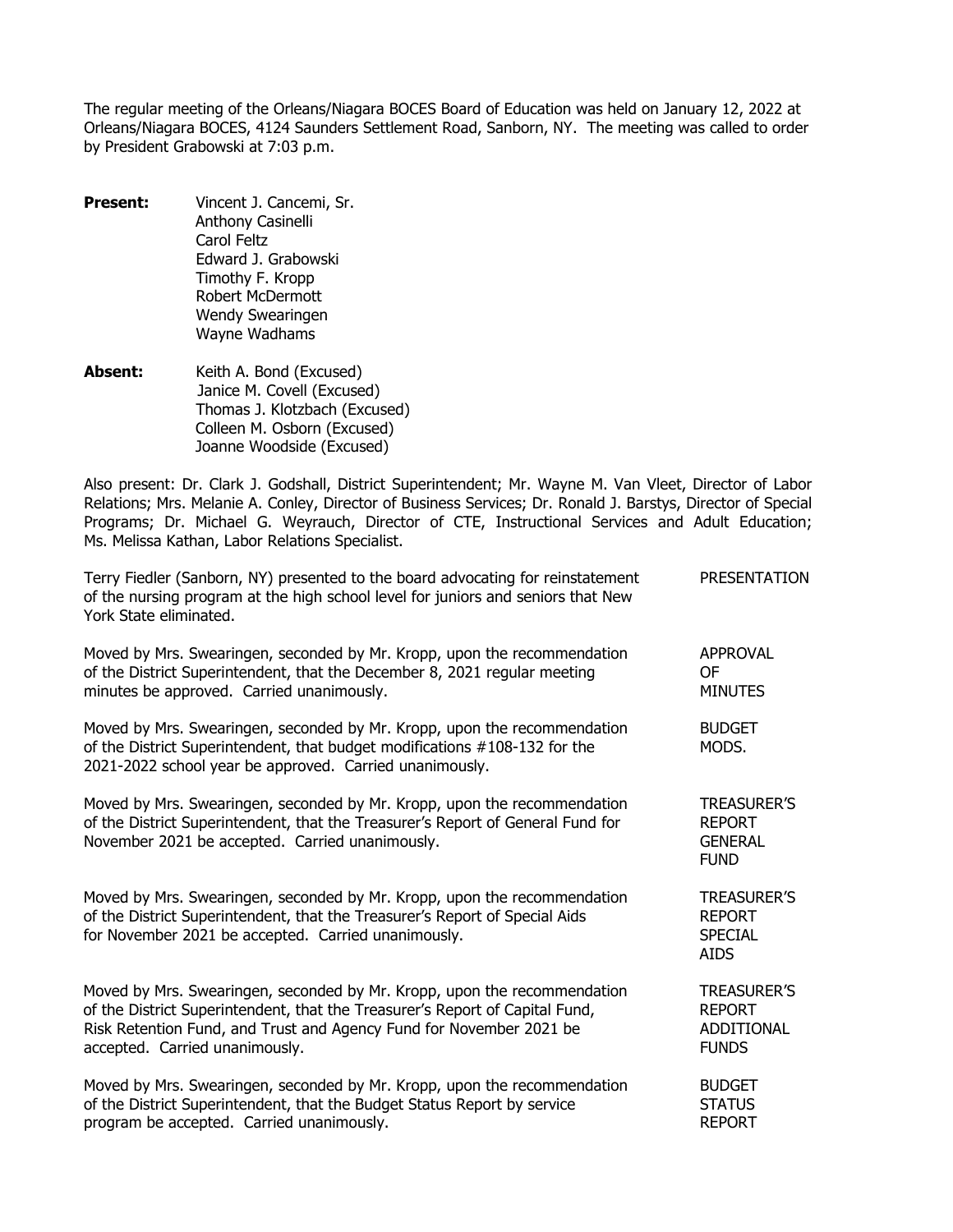The regular meeting of the Orleans/Niagara BOCES Board of Education was held on January 12, 2022 at Orleans/Niagara BOCES, 4124 Saunders Settlement Road, Sanborn, NY. The meeting was called to order by President Grabowski at 7:03 p.m.

**Present:**
Vincent J. Cancemi, Sr.
Anthony Casinelli
Carol Feltz
Edward J. Grabowski
Timothy F. Kropp
Robert McDermott
Wendy Swearingen
Wayne Wadhams

**Absent:**
Keith A. Bond (Excused)
Janice M. Covell (Excused)
Thomas J. Klotzbach (Excused)
Colleen M. Osborn (Excused)
Joanne Woodside (Excused)

Also present: Dr. Clark J. Godshall, District Superintendent; Mr. Wayne M. Van Vleet, Director of Labor Relations; Mrs. Melanie A. Conley, Director of Business Services; Dr. Ronald J. Barstys, Director of Special Programs; Dr. Michael G. Weyrauch, Director of CTE, Instructional Services and Adult Education; Ms. Melissa Kathan, Labor Relations Specialist.

PRESENTATION

Terry Fiedler (Sanborn, NY) presented to the board advocating for reinstatement of the nursing program at the high school level for juniors and seniors that New York State eliminated.

APPROVAL OF MINUTES

Moved by Mrs. Swearingen, seconded by Mr. Kropp, upon the recommendation of the District Superintendent, that the December 8, 2021 regular meeting minutes be approved. Carried unanimously.

BUDGET MODS.

Moved by Mrs. Swearingen, seconded by Mr. Kropp, upon the recommendation of the District Superintendent, that budget modifications #108-132 for the 2021-2022 school year be approved. Carried unanimously.

TREASURER'S REPORT GENERAL FUND

Moved by Mrs. Swearingen, seconded by Mr. Kropp, upon the recommendation of the District Superintendent, that the Treasurer's Report of General Fund for November 2021 be accepted. Carried unanimously.

TREASURER'S REPORT SPECIAL AIDS

Moved by Mrs. Swearingen, seconded by Mr. Kropp, upon the recommendation of the District Superintendent, that the Treasurer's Report of Special Aids for November 2021 be accepted. Carried unanimously.

TREASURER'S REPORT ADDITIONAL FUNDS

Moved by Mrs. Swearingen, seconded by Mr. Kropp, upon the recommendation of the District Superintendent, that the Treasurer's Report of Capital Fund, Risk Retention Fund, and Trust and Agency Fund for November 2021 be accepted. Carried unanimously.

BUDGET STATUS REPORT

Moved by Mrs. Swearingen, seconded by Mr. Kropp, upon the recommendation of the District Superintendent, that the Budget Status Report by service program be accepted. Carried unanimously.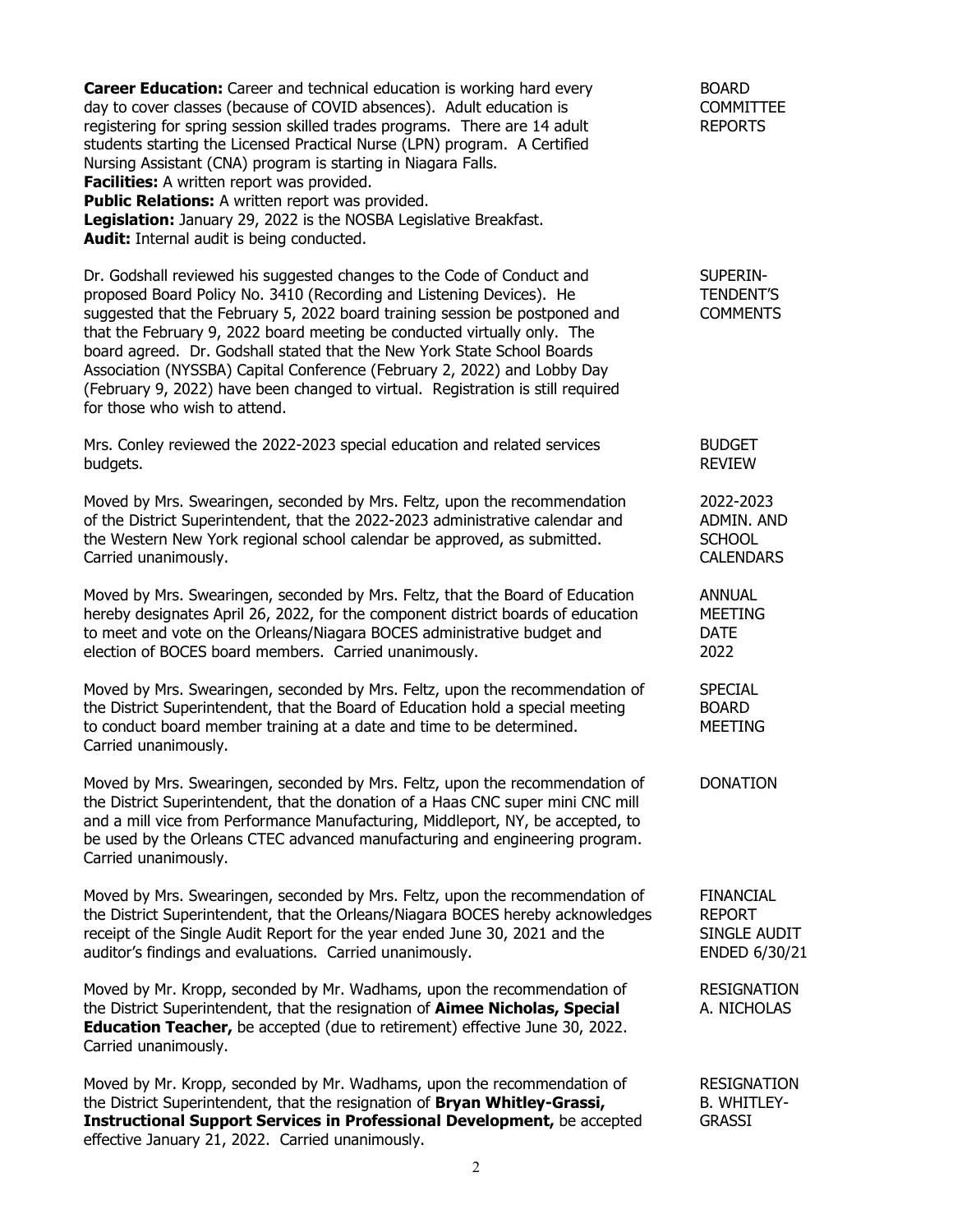**Career Education:** Career and technical education is working hard every day to cover classes (because of COVID absences). Adult education is registering for spring session skilled trades programs. There are 14 adult students starting the Licensed Practical Nurse (LPN) program. A Certified Nursing Assistant (CNA) program is starting in Niagara Falls.
**Facilities:** A written report was provided.
**Public Relations:** A written report was provided.
**Legislation:** January 29, 2022 is the NOSBA Legislative Breakfast.
**Audit:** Internal audit is being conducted.

BOARD COMMITTEE REPORTS

Dr. Godshall reviewed his suggested changes to the Code of Conduct and proposed Board Policy No. 3410 (Recording and Listening Devices). He suggested that the February 5, 2022 board training session be postponed and that the February 9, 2022 board meeting be conducted virtually only. The board agreed. Dr. Godshall stated that the New York State School Boards Association (NYSSBA) Capital Conference (February 2, 2022) and Lobby Day (February 9, 2022) have been changed to virtual. Registration is still required for those who wish to attend.

SUPERINTENDENT'S COMMENTS

Mrs. Conley reviewed the 2022-2023 special education and related services budgets.

BUDGET REVIEW

Moved by Mrs. Swearingen, seconded by Mrs. Feltz, upon the recommendation of the District Superintendent, that the 2022-2023 administrative calendar and the Western New York regional school calendar be approved, as submitted. Carried unanimously.

2022-2023 ADMIN. AND SCHOOL CALENDARS

Moved by Mrs. Swearingen, seconded by Mrs. Feltz, that the Board of Education hereby designates April 26, 2022, for the component district boards of education to meet and vote on the Orleans/Niagara BOCES administrative budget and election of BOCES board members. Carried unanimously.

ANNUAL MEETING DATE 2022

Moved by Mrs. Swearingen, seconded by Mrs. Feltz, upon the recommendation of the District Superintendent, that the Board of Education hold a special meeting to conduct board member training at a date and time to be determined. Carried unanimously.

SPECIAL BOARD MEETING

Moved by Mrs. Swearingen, seconded by Mrs. Feltz, upon the recommendation of the District Superintendent, that the donation of a Haas CNC super mini CNC mill and a mill vice from Performance Manufacturing, Middleport, NY, be accepted, to be used by the Orleans CTEC advanced manufacturing and engineering program. Carried unanimously.

DONATION

Moved by Mrs. Swearingen, seconded by Mrs. Feltz, upon the recommendation of the District Superintendent, that the Orleans/Niagara BOCES hereby acknowledges receipt of the Single Audit Report for the year ended June 30, 2021 and the auditor's findings and evaluations. Carried unanimously.

FINANCIAL REPORT SINGLE AUDIT ENDED 6/30/21

Moved by Mr. Kropp, seconded by Mr. Wadhams, upon the recommendation of the District Superintendent, that the resignation of **Aimee Nicholas, Special Education Teacher,** be accepted (due to retirement) effective June 30, 2022. Carried unanimously.

RESIGNATION A. NICHOLAS

Moved by Mr. Kropp, seconded by Mr. Wadhams, upon the recommendation of the District Superintendent, that the resignation of **Bryan Whitley-Grassi, Instructional Support Services in Professional Development,** be accepted effective January 21, 2022. Carried unanimously.

RESIGNATION B. WHITLEY-GRASSI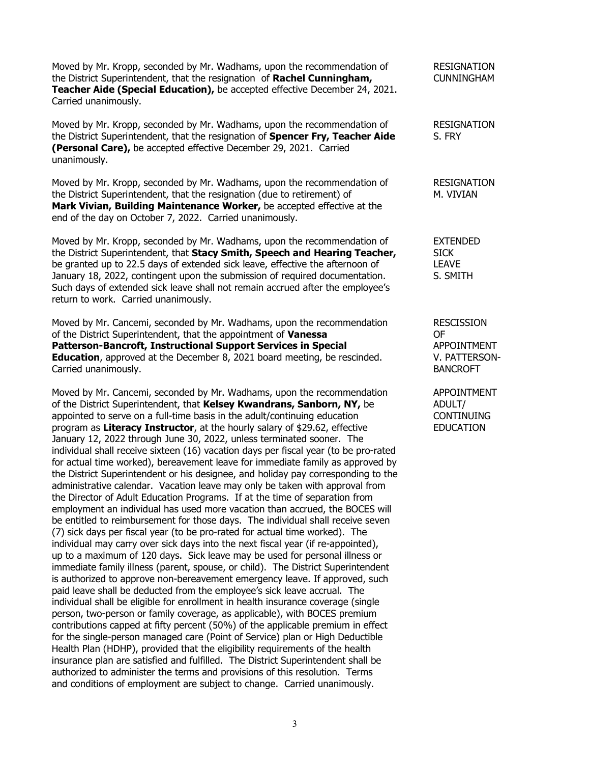Moved by Mr. Kropp, seconded by Mr. Wadhams, upon the recommendation of the District Superintendent, that the resignation of **Rachel Cunningham, Teacher Aide (Special Education),** be accepted effective December 24, 2021. Carried unanimously.

RESIGNATION
CUNNINGHAM

Moved by Mr. Kropp, seconded by Mr. Wadhams, upon the recommendation of the District Superintendent, that the resignation of **Spencer Fry, Teacher Aide (Personal Care),** be accepted effective December 29, 2021. Carried unanimously.

RESIGNATION
S. FRY

Moved by Mr. Kropp, seconded by Mr. Wadhams, upon the recommendation of the District Superintendent, that the resignation (due to retirement) of **Mark Vivian, Building Maintenance Worker,** be accepted effective at the end of the day on October 7, 2022. Carried unanimously.

RESIGNATION
M. VIVIAN

Moved by Mr. Kropp, seconded by Mr. Wadhams, upon the recommendation of the District Superintendent, that **Stacy Smith, Speech and Hearing Teacher,** be granted up to 22.5 days of extended sick leave, effective the afternoon of January 18, 2022, contingent upon the submission of required documentation. Such days of extended sick leave shall not remain accrued after the employee's return to work. Carried unanimously.

EXTENDED
SICK
LEAVE
S. SMITH

Moved by Mr. Cancemi, seconded by Mr. Wadhams, upon the recommendation of the District Superintendent, that the appointment of **Vanessa Patterson-Bancroft, Instructional Support Services in Special Education**, approved at the December 8, 2021 board meeting, be rescinded. Carried unanimously.

RESCISSION
OF
APPOINTMENT
V. PATTERSON-BANCROFT

Moved by Mr. Cancemi, seconded by Mr. Wadhams, upon the recommendation of the District Superintendent, that **Kelsey Kwandrans, Sanborn, NY,** be appointed to serve on a full-time basis in the adult/continuing education program as **Literacy Instructor**, at the hourly salary of $29.62, effective January 12, 2022 through June 30, 2022, unless terminated sooner. The individual shall receive sixteen (16) vacation days per fiscal year (to be pro-rated for actual time worked), bereavement leave for immediate family as approved by the District Superintendent or his designee, and holiday pay corresponding to the administrative calendar. Vacation leave may only be taken with approval from the Director of Adult Education Programs. If at the time of separation from employment an individual has used more vacation than accrued, the BOCES will be entitled to reimbursement for those days. The individual shall receive seven (7) sick days per fiscal year (to be pro-rated for actual time worked). The individual may carry over sick days into the next fiscal year (if re-appointed), up to a maximum of 120 days. Sick leave may be used for personal illness or immediate family illness (parent, spouse, or child). The District Superintendent is authorized to approve non-bereavement emergency leave. If approved, such paid leave shall be deducted from the employee's sick leave accrual. The individual shall be eligible for enrollment in health insurance coverage (single person, two-person or family coverage, as applicable), with BOCES premium contributions capped at fifty percent (50%) of the applicable premium in effect for the single-person managed care (Point of Service) plan or High Deductible Health Plan (HDHP), provided that the eligibility requirements of the health insurance plan are satisfied and fulfilled. The District Superintendent shall be authorized to administer the terms and provisions of this resolution. Terms and conditions of employment are subject to change. Carried unanimously.

APPOINTMENT
ADULT/
CONTINUING
EDUCATION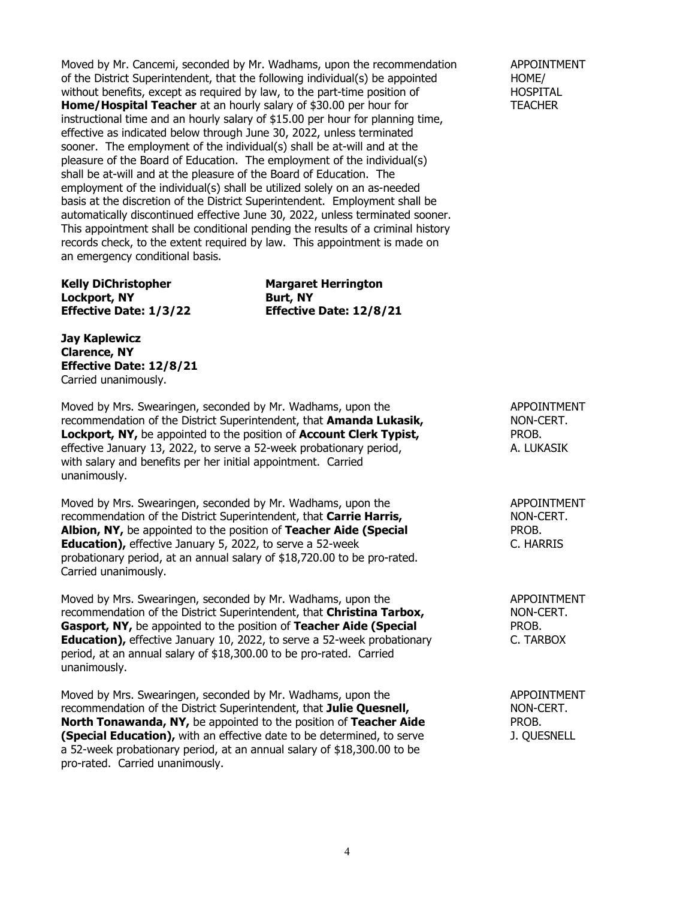Moved by Mr. Cancemi, seconded by Mr. Wadhams, upon the recommendation of the District Superintendent, that the following individual(s) be appointed without benefits, except as required by law, to the part-time position of **Home/Hospital Teacher** at an hourly salary of $30.00 per hour for instructional time and an hourly salary of $15.00 per hour for planning time, effective as indicated below through June 30, 2022, unless terminated sooner. The employment of the individual(s) shall be at-will and at the pleasure of the Board of Education. The employment of the individual(s) shall be at-will and at the pleasure of the Board of Education. The employment of the individual(s) shall be utilized solely on an as-needed basis at the discretion of the District Superintendent. Employment shall be automatically discontinued effective June 30, 2022, unless terminated sooner. This appointment shall be conditional pending the results of a criminal history records check, to the extent required by law. This appointment is made on an emergency conditional basis.

APPOINTMENT
HOME/
HOSPITAL
TEACHER

**Kelly DiChristopher**
**Lockport, NY**
**Effective Date: 1/3/22**

**Margaret Herrington**
**Burt, NY**
**Effective Date: 12/8/21**

**Jay Kaplewicz**
**Clarence, NY**
**Effective Date: 12/8/21**

Carried unanimously.

Moved by Mrs. Swearingen, seconded by Mr. Wadhams, upon the recommendation of the District Superintendent, that **Amanda Lukasik, Lockport, NY,** be appointed to the position of **Account Clerk Typist,** effective January 13, 2022, to serve a 52-week probationary period, with salary and benefits per her initial appointment. Carried unanimously.

APPOINTMENT
NON-CERT.
PROB.
A. LUKASIK

Moved by Mrs. Swearingen, seconded by Mr. Wadhams, upon the recommendation of the District Superintendent, that **Carrie Harris, Albion, NY,** be appointed to the position of **Teacher Aide (Special Education),** effective January 5, 2022, to serve a 52-week probationary period, at an annual salary of $18,720.00 to be pro-rated. Carried unanimously.

APPOINTMENT
NON-CERT.
PROB.
C. HARRIS

Moved by Mrs. Swearingen, seconded by Mr. Wadhams, upon the recommendation of the District Superintendent, that **Christina Tarbox, Gasport, NY,** be appointed to the position of **Teacher Aide (Special Education),** effective January 10, 2022, to serve a 52-week probationary period, at an annual salary of $18,300.00 to be pro-rated. Carried unanimously.

APPOINTMENT
NON-CERT.
PROB.
C. TARBOX

Moved by Mrs. Swearingen, seconded by Mr. Wadhams, upon the recommendation of the District Superintendent, that **Julie Quesnell, North Tonawanda, NY,** be appointed to the position of **Teacher Aide (Special Education),** with an effective date to be determined, to serve a 52-week probationary period, at an annual salary of $18,300.00 to be pro-rated. Carried unanimously.

APPOINTMENT
NON-CERT.
PROB.
J. QUESNELL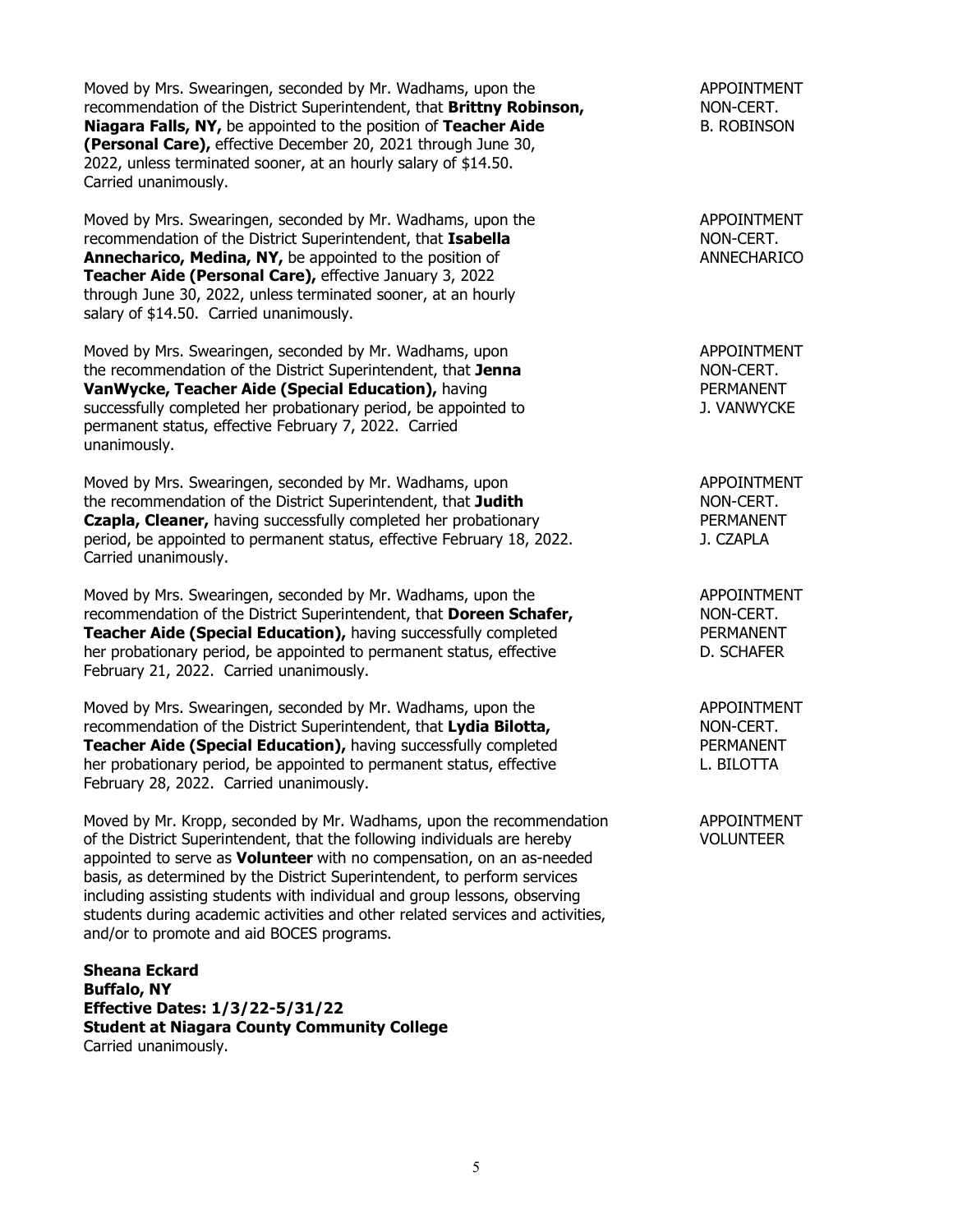Moved by Mrs. Swearingen, seconded by Mr. Wadhams, upon the recommendation of the District Superintendent, that **Brittny Robinson, Niagara Falls, NY,** be appointed to the position of **Teacher Aide (Personal Care),** effective December 20, 2021 through June 30, 2022, unless terminated sooner, at an hourly salary of $14.50. Carried unanimously.

APPOINTMENT
NON-CERT.
B. ROBINSON

Moved by Mrs. Swearingen, seconded by Mr. Wadhams, upon the recommendation of the District Superintendent, that **Isabella Annecharico, Medina, NY,** be appointed to the position of **Teacher Aide (Personal Care),** effective January 3, 2022 through June 30, 2022, unless terminated sooner, at an hourly salary of $14.50. Carried unanimously.

APPOINTMENT
NON-CERT.
ANNECHARICO

Moved by Mrs. Swearingen, seconded by Mr. Wadhams, upon the recommendation of the District Superintendent, that **Jenna VanWycke, Teacher Aide (Special Education),** having successfully completed her probationary period, be appointed to permanent status, effective February 7, 2022. Carried unanimously.

APPOINTMENT
NON-CERT.
PERMANENT
J. VANWYCKE

Moved by Mrs. Swearingen, seconded by Mr. Wadhams, upon the recommendation of the District Superintendent, that **Judith Czapla, Cleaner,** having successfully completed her probationary period, be appointed to permanent status, effective February 18, 2022. Carried unanimously.

APPOINTMENT
NON-CERT.
PERMANENT
J. CZAPLA

Moved by Mrs. Swearingen, seconded by Mr. Wadhams, upon the recommendation of the District Superintendent, that **Doreen Schafer, Teacher Aide (Special Education),** having successfully completed her probationary period, be appointed to permanent status, effective February 21, 2022. Carried unanimously.

APPOINTMENT
NON-CERT.
PERMANENT
D. SCHAFER

Moved by Mrs. Swearingen, seconded by Mr. Wadhams, upon the recommendation of the District Superintendent, that **Lydia Bilotta, Teacher Aide (Special Education),** having successfully completed her probationary period, be appointed to permanent status, effective February 28, 2022. Carried unanimously.

APPOINTMENT
NON-CERT.
PERMANENT
L. BILOTTA

Moved by Mr. Kropp, seconded by Mr. Wadhams, upon the recommendation of the District Superintendent, that the following individuals are hereby appointed to serve as **Volunteer** with no compensation, on an as-needed basis, as determined by the District Superintendent, to perform services including assisting students with individual and group lessons, observing students during academic activities and other related services and activities, and/or to promote and aid BOCES programs.

APPOINTMENT
VOLUNTEER

**Sheana Eckard**
**Buffalo, NY**
**Effective Dates: 1/3/22-5/31/22**
**Student at Niagara County Community College**
Carried unanimously.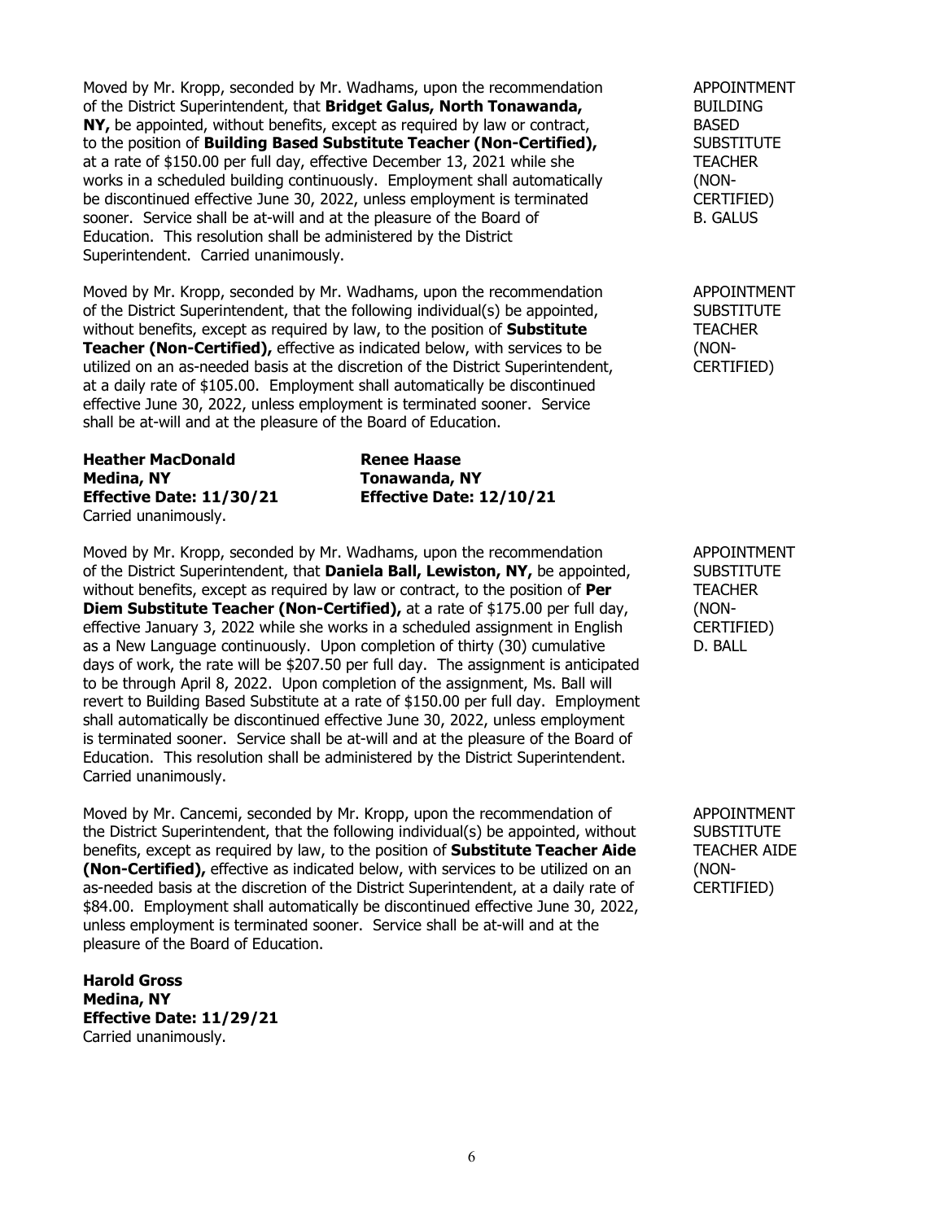Moved by Mr. Kropp, seconded by Mr. Wadhams, upon the recommendation of the District Superintendent, that **Bridget Galus, North Tonawanda, NY,** be appointed, without benefits, except as required by law or contract, to the position of **Building Based Substitute Teacher (Non-Certified),** at a rate of $150.00 per full day, effective December 13, 2021 while she works in a scheduled building continuously. Employment shall automatically be discontinued effective June 30, 2022, unless employment is terminated sooner. Service shall be at-will and at the pleasure of the Board of Education. This resolution shall be administered by the District Superintendent. Carried unanimously.

APPOINTMENT BUILDING BASED SUBSTITUTE TEACHER (NON-CERTIFIED) B. GALUS

Moved by Mr. Kropp, seconded by Mr. Wadhams, upon the recommendation of the District Superintendent, that the following individual(s) be appointed, without benefits, except as required by law, to the position of **Substitute Teacher (Non-Certified),** effective as indicated below, with services to be utilized on an as-needed basis at the discretion of the District Superintendent, at a daily rate of $105.00. Employment shall automatically be discontinued effective June 30, 2022, unless employment is terminated sooner. Service shall be at-will and at the pleasure of the Board of Education.

APPOINTMENT SUBSTITUTE TEACHER (NON-CERTIFIED)

| **Heather MacDonald** | **Renee Haase** |
|---|---|
| **Medina, NY** | **Tonawanda, NY** |
| **Effective Date: 11/30/21** | **Effective Date: 12/10/21** |

Carried unanimously.

Moved by Mr. Kropp, seconded by Mr. Wadhams, upon the recommendation of the District Superintendent, that **Daniela Ball, Lewiston, NY,** be appointed, without benefits, except as required by law or contract, to the position of **Per Diem Substitute Teacher (Non-Certified),** at a rate of $175.00 per full day, effective January 3, 2022 while she works in a scheduled assignment in English as a New Language continuously. Upon completion of thirty (30) cumulative days of work, the rate will be $207.50 per full day. The assignment is anticipated to be through April 8, 2022. Upon completion of the assignment, Ms. Ball will revert to Building Based Substitute at a rate of $150.00 per full day. Employment shall automatically be discontinued effective June 30, 2022, unless employment is terminated sooner. Service shall be at-will and at the pleasure of the Board of Education. This resolution shall be administered by the District Superintendent. Carried unanimously.

APPOINTMENT SUBSTITUTE TEACHER (NON-CERTIFIED) D. BALL

Moved by Mr. Cancemi, seconded by Mr. Kropp, upon the recommendation of the District Superintendent, that the following individual(s) be appointed, without benefits, except as required by law, to the position of **Substitute Teacher Aide (Non-Certified),** effective as indicated below, with services to be utilized on an as-needed basis at the discretion of the District Superintendent, at a daily rate of $84.00. Employment shall automatically be discontinued effective June 30, 2022, unless employment is terminated sooner. Service shall be at-will and at the pleasure of the Board of Education.

APPOINTMENT SUBSTITUTE TEACHER AIDE (NON-CERTIFIED)

**Harold Gross**
**Medina, NY**
**Effective Date: 11/29/21**
Carried unanimously.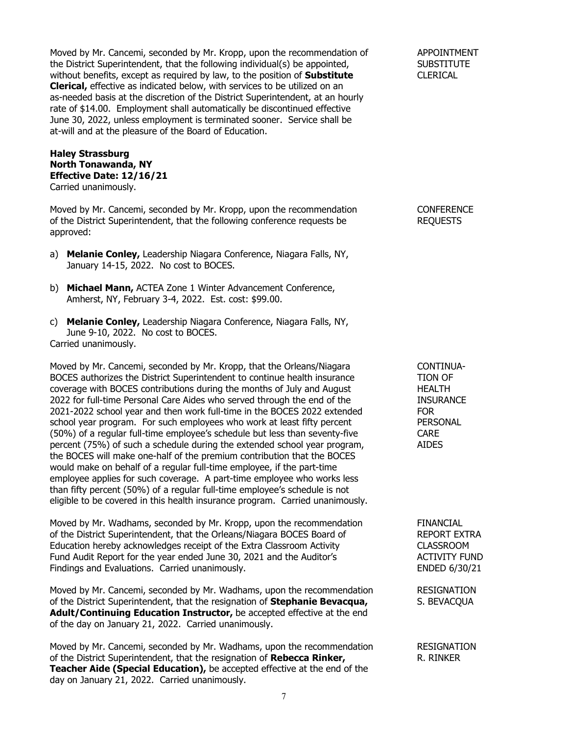APPOINTMENT SUBSTITUTE CLERICAL

Moved by Mr. Cancemi, seconded by Mr. Kropp, upon the recommendation of the District Superintendent, that the following individual(s) be appointed, without benefits, except as required by law, to the position of **Substitute Clerical,** effective as indicated below, with services to be utilized on an as-needed basis at the discretion of the District Superintendent, at an hourly rate of $14.00. Employment shall automatically be discontinued effective June 30, 2022, unless employment is terminated sooner. Service shall be at-will and at the pleasure of the Board of Education.

**Haley Strassburg**
**North Tonawanda, NY**
**Effective Date: 12/16/21**
Carried unanimously.

CONFERENCE REQUESTS

Moved by Mr. Cancemi, seconded by Mr. Kropp, upon the recommendation of the District Superintendent, that the following conference requests be approved:

a) **Melanie Conley,** Leadership Niagara Conference, Niagara Falls, NY, January 14-15, 2022. No cost to BOCES.

b) **Michael Mann,** ACTEA Zone 1 Winter Advancement Conference, Amherst, NY, February 3-4, 2022. Est. cost: $99.00.

c) **Melanie Conley,** Leadership Niagara Conference, Niagara Falls, NY, June 9-10, 2022. No cost to BOCES.

Carried unanimously.

CONTINUATION OF HEALTH INSURANCE FOR PERSONAL CARE AIDES

Moved by Mr. Cancemi, seconded by Mr. Kropp, that the Orleans/Niagara BOCES authorizes the District Superintendent to continue health insurance coverage with BOCES contributions during the months of July and August 2022 for full-time Personal Care Aides who served through the end of the 2021-2022 school year and then work full-time in the BOCES 2022 extended school year program. For such employees who work at least fifty percent (50%) of a regular full-time employee's schedule but less than seventy-five percent (75%) of such a schedule during the extended school year program, the BOCES will make one-half of the premium contribution that the BOCES would make on behalf of a regular full-time employee, if the part-time employee applies for such coverage. A part-time employee who works less than fifty percent (50%) of a regular full-time employee's schedule is not eligible to be covered in this health insurance program. Carried unanimously.

FINANCIAL REPORT EXTRA CLASSROOM ACTIVITY FUND ENDED 6/30/21

Moved by Mr. Wadhams, seconded by Mr. Kropp, upon the recommendation of the District Superintendent, that the Orleans/Niagara BOCES Board of Education hereby acknowledges receipt of the Extra Classroom Activity Fund Audit Report for the year ended June 30, 2021 and the Auditor's Findings and Evaluations. Carried unanimously.

RESIGNATION S. BEVACQUA

Moved by Mr. Cancemi, seconded by Mr. Wadhams, upon the recommendation of the District Superintendent, that the resignation of **Stephanie Bevacqua, Adult/Continuing Education Instructor,** be accepted effective at the end of the day on January 21, 2022. Carried unanimously.

RESIGNATION R. RINKER

Moved by Mr. Cancemi, seconded by Mr. Wadhams, upon the recommendation of the District Superintendent, that the resignation of **Rebecca Rinker, Teacher Aide (Special Education),** be accepted effective at the end of the day on January 21, 2022. Carried unanimously.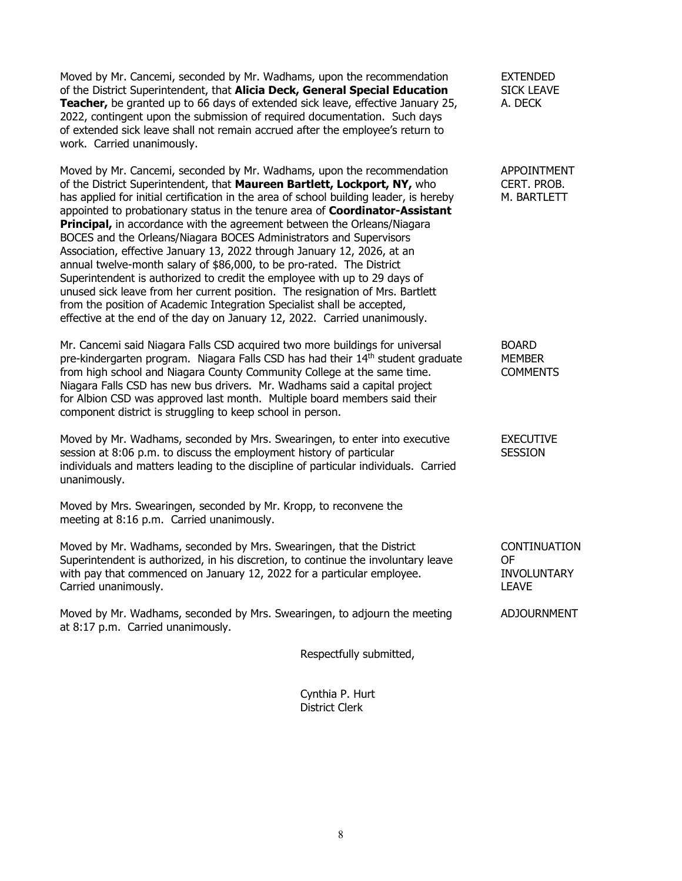Moved by Mr. Cancemi, seconded by Mr. Wadhams, upon the recommendation of the District Superintendent, that **Alicia Deck, General Special Education Teacher,** be granted up to 66 days of extended sick leave, effective January 25, 2022, contingent upon the submission of required documentation. Such days of extended sick leave shall not remain accrued after the employee's return to work. Carried unanimously.

EXTENDED SICK LEAVE A. DECK

Moved by Mr. Cancemi, seconded by Mr. Wadhams, upon the recommendation of the District Superintendent, that **Maureen Bartlett, Lockport, NY,** who has applied for initial certification in the area of school building leader, is hereby appointed to probationary status in the tenure area of **Coordinator-Assistant Principal,** in accordance with the agreement between the Orleans/Niagara BOCES and the Orleans/Niagara BOCES Administrators and Supervisors Association, effective January 13, 2022 through January 12, 2026, at an annual twelve-month salary of $86,000, to be pro-rated. The District Superintendent is authorized to credit the employee with up to 29 days of unused sick leave from her current position. The resignation of Mrs. Bartlett from the position of Academic Integration Specialist shall be accepted, effective at the end of the day on January 12, 2022. Carried unanimously.

APPOINTMENT CERT. PROB. M. BARTLETT

Mr. Cancemi said Niagara Falls CSD acquired two more buildings for universal pre-kindergarten program. Niagara Falls CSD has had their 14th student graduate from high school and Niagara County Community College at the same time. Niagara Falls CSD has new bus drivers. Mr. Wadhams said a capital project for Albion CSD was approved last month. Multiple board members said their component district is struggling to keep school in person.

BOARD MEMBER COMMENTS

Moved by Mr. Wadhams, seconded by Mrs. Swearingen, to enter into executive session at 8:06 p.m. to discuss the employment history of particular individuals and matters leading to the discipline of particular individuals. Carried unanimously.

EXECUTIVE SESSION

Moved by Mrs. Swearingen, seconded by Mr. Kropp, to reconvene the meeting at 8:16 p.m. Carried unanimously.

Moved by Mr. Wadhams, seconded by Mrs. Swearingen, that the District Superintendent is authorized, in his discretion, to continue the involuntary leave with pay that commenced on January 12, 2022 for a particular employee. Carried unanimously.

CONTINUATION OF INVOLUNTARY LEAVE

Moved by Mr. Wadhams, seconded by Mrs. Swearingen, to adjourn the meeting at 8:17 p.m. Carried unanimously.

ADJOURNMENT

Respectfully submitted,

Cynthia P. Hurt
District Clerk